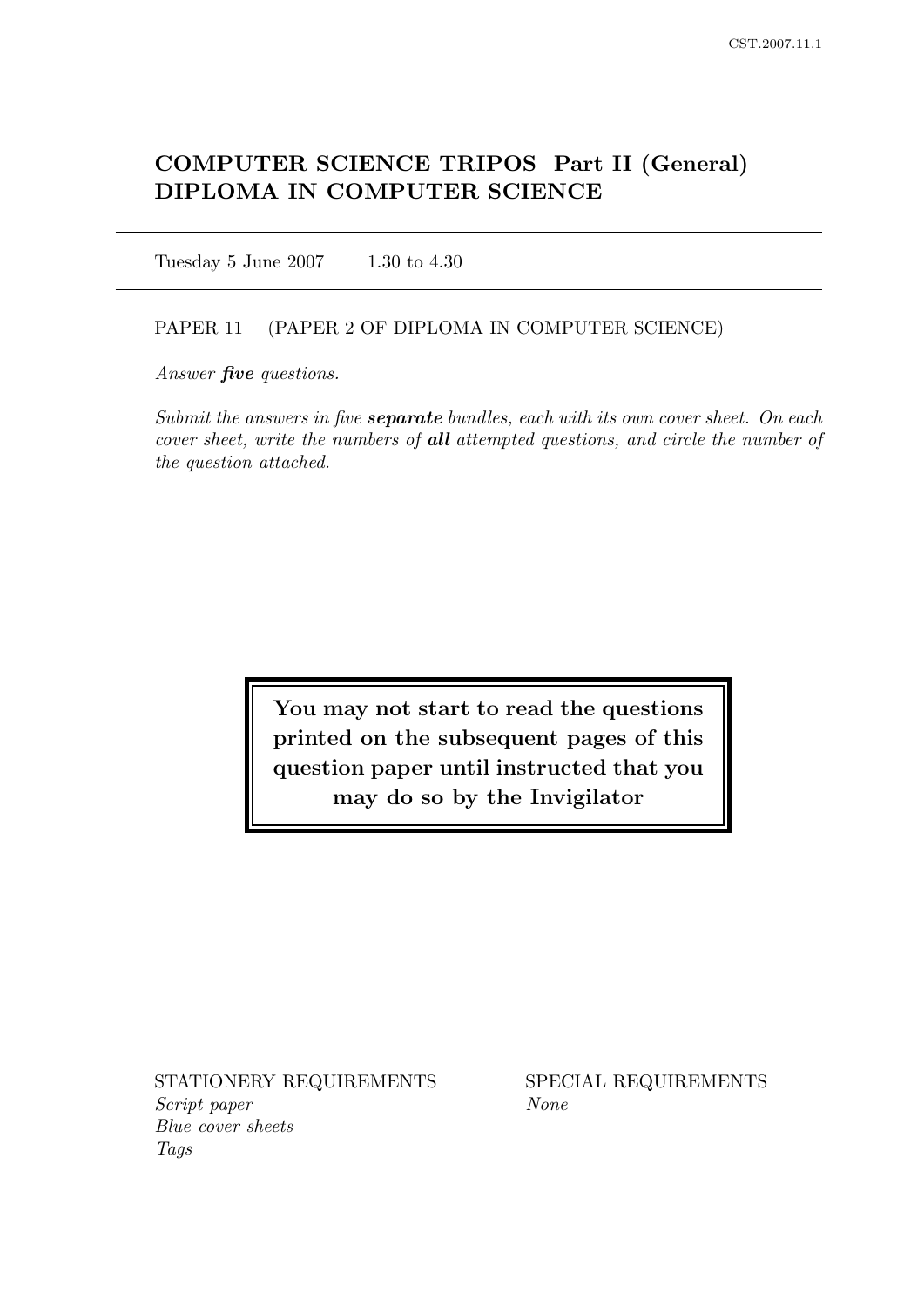# COMPUTER SCIENCE TRIPOS Part II (General)
# DIPLOMA IN COMPUTER SCIENCE

---

Tuesday 5 June 2007 1.30 to 4.30

---

PAPER 11 (PAPER 2 OF DIPLOMA IN COMPUTER SCIENCE)

*Answer **five** questions.*

*Submit the answers in five **separate** bundles, each with its own cover sheet. On each cover sheet, write the numbers of **all** attempted questions, and circle the number of the question attached.*

**You may not start to read the questions printed on the subsequent pages of this question paper until instructed that you may do so by the Invigilator**

STATIONERY REQUIREMENTS
*Script paper*
*Blue cover sheets*
*Tags*

SPECIAL REQUIREMENTS
*None*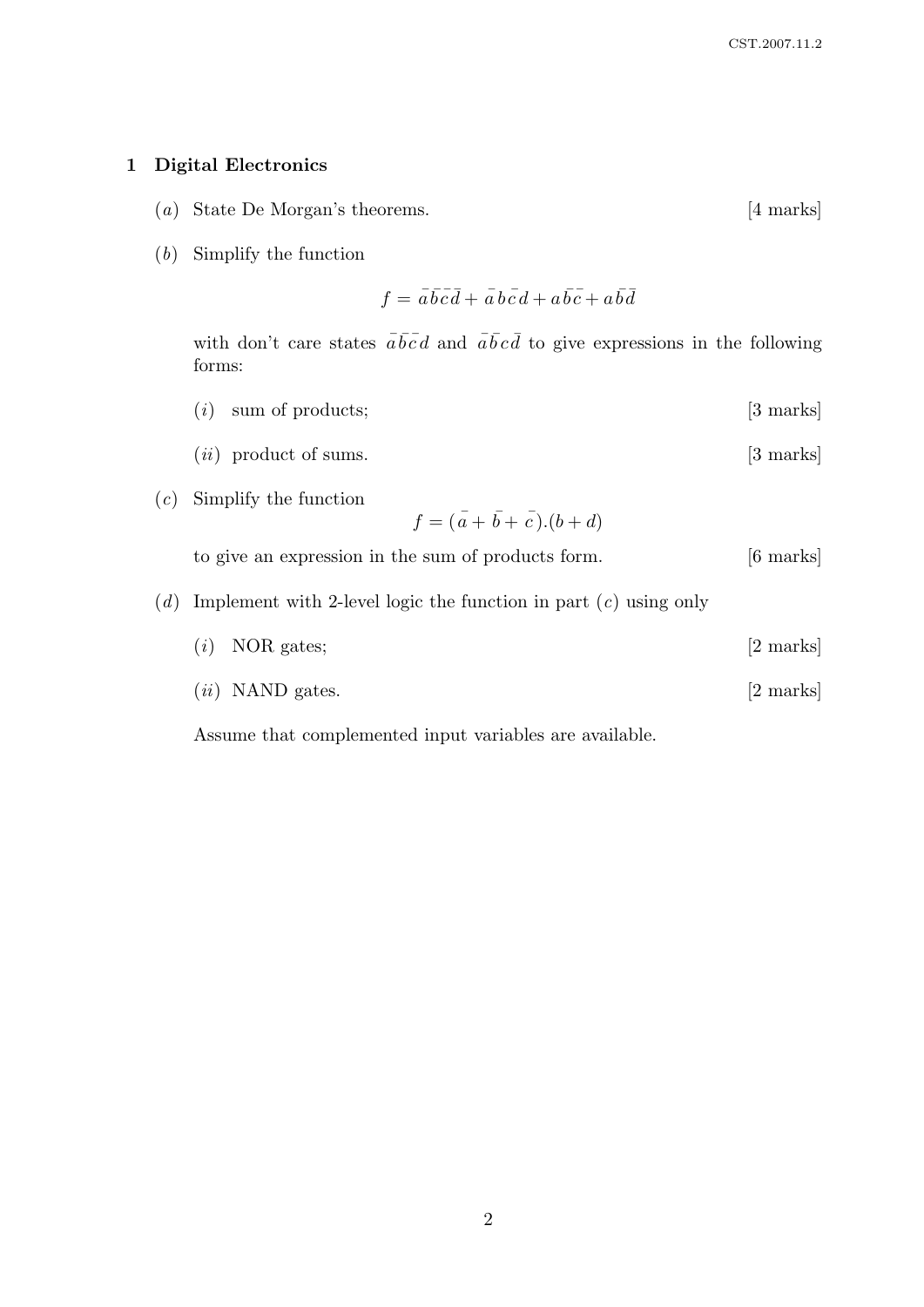## 1 Digital Electronics

(*a*) State De Morgan's theorems. [4 marks]

(*b*) Simplify the function

$$f = \bar{a}\,\bar{b}\,\bar{c}\,\bar{d} + \bar{a}\,b\,\bar{c}\,d + a\,\bar{b}\,\bar{c} + a\,\bar{b}\,\bar{d}$$

with don't care states $\bar{a}\,\bar{b}\,\bar{c}\,d$ and $\bar{a}\,\bar{b}\,c\,\bar{d}$ to give expressions in the following forms:

(*i*) sum of products; [3 marks]

(*ii*) product of sums. [3 marks]

(*c*) Simplify the function

$$f = (\bar{a} + \bar{b} + \bar{c}).(b + d)$$

to give an expression in the sum of products form. [6 marks]

(*d*) Implement with 2-level logic the function in part (*c*) using only

(*i*) NOR gates; [2 marks]

(*ii*) NAND gates. [2 marks]

Assume that complemented input variables are available.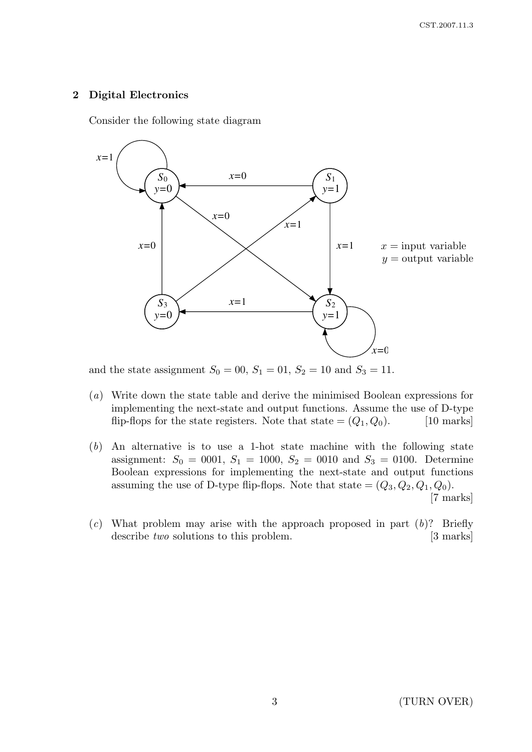## 2 Digital Electronics

Consider the following state diagram

$x = $ input variable
$y = $ output variable

and the state assignment $S_0 = 00$, $S_1 = 01$, $S_2 = 10$ and $S_3 = 11$.

(*a*) Write down the state table and derive the minimised Boolean expressions for implementing the next-state and output functions. Assume the use of D-type flip-flops for the state registers. Note that state = $(Q_1, Q_0)$. [10 marks]

(*b*) An alternative is to use a 1-hot state machine with the following state assignment: $S_0 = 0001$, $S_1 = 1000$, $S_2 = 0010$ and $S_3 = 0100$. Determine Boolean expressions for implementing the next-state and output functions assuming the use of D-type flip-flops. Note that state = $(Q_3, Q_2, Q_1, Q_0)$. [7 marks]

(*c*) What problem may arise with the approach proposed in part (*b*)? Briefly describe *two* solutions to this problem. [3 marks]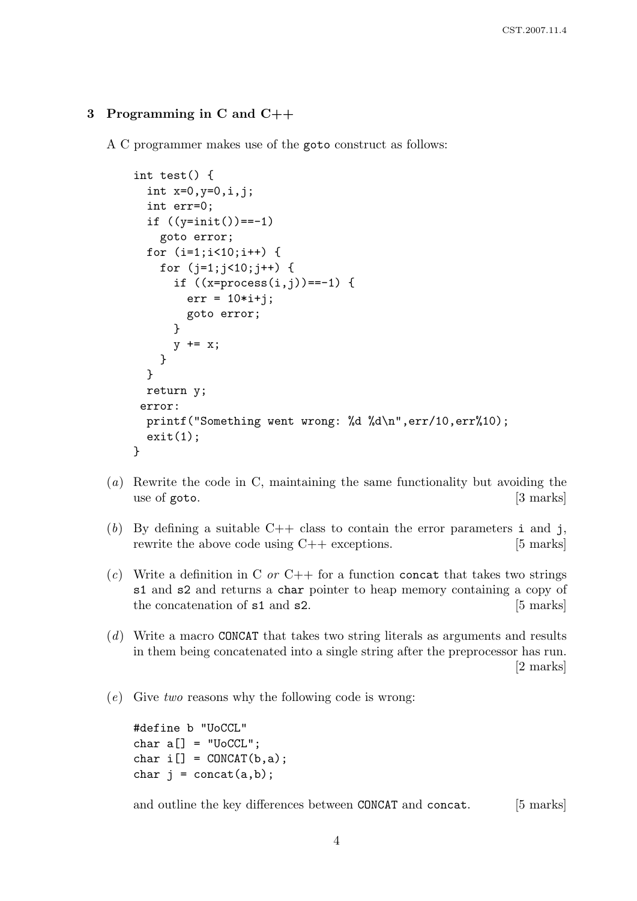## 3 Programming in C and C++

A C programmer makes use of the `goto` construct as follows:

```
int test() {
  int x=0,y=0,i,j;
  int err=0;
  if ((y=init())==-1)
    goto error;
  for (i=1;i<10;i++) {
    for (j=1;j<10;j++) {
      if ((x=process(i,j))==-1) {
        err = 10*i+j;
        goto error;
      }
      y += x;
    }
  }
  return y;
 error:
  printf("Something went wrong: %d %d\n",err/10,err%10);
  exit(1);
}
```

(*a*) Rewrite the code in C, maintaining the same functionality but avoiding the use of `goto`. [3 marks]

(*b*) By defining a suitable C++ class to contain the error parameters `i` and `j`, rewrite the above code using C++ exceptions. [5 marks]

(*c*) Write a definition in C *or* C++ for a function `concat` that takes two strings `s1` and `s2` and returns a `char` pointer to heap memory containing a copy of the concatenation of `s1` and `s2`. [5 marks]

(*d*) Write a macro `CONCAT` that takes two string literals as arguments and results in them being concatenated into a single string after the preprocessor has run. [2 marks]

(*e*) Give *two* reasons why the following code is wrong:

```
#define b "UoCCL"
char a[] = "UoCCL";
char i[] = CONCAT(b,a);
char j = concat(a,b);
```

and outline the key differences between `CONCAT` and `concat`. [5 marks]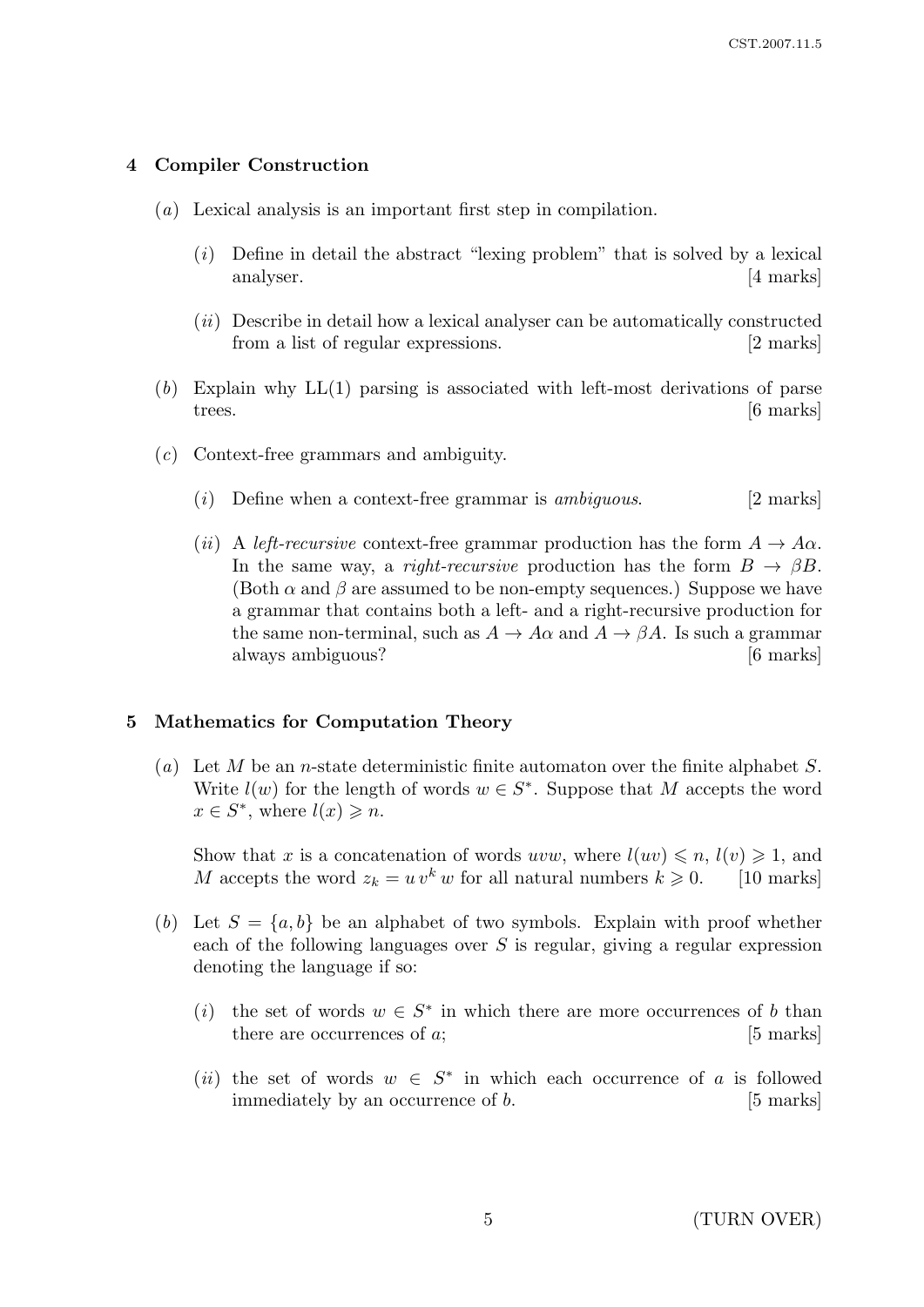## 4 Compiler Construction

(*a*) Lexical analysis is an important first step in compilation.

(*i*) Define in detail the abstract "lexing problem" that is solved by a lexical analyser. [4 marks]

(*ii*) Describe in detail how a lexical analyser can be automatically constructed from a list of regular expressions. [2 marks]

(*b*) Explain why LL(1) parsing is associated with left-most derivations of parse trees. [6 marks]

(*c*) Context-free grammars and ambiguity.

(*i*) Define when a context-free grammar is *ambiguous*. [2 marks]

(*ii*) A *left-recursive* context-free grammar production has the form $A \to A\alpha$. In the same way, a *right-recursive* production has the form $B \to \beta B$. (Both $\alpha$ and $\beta$ are assumed to be non-empty sequences.) Suppose we have a grammar that contains both a left- and a right-recursive production for the same non-terminal, such as $A \to A\alpha$ and $A \to \beta A$. Is such a grammar always ambiguous? [6 marks]

## 5 Mathematics for Computation Theory

(*a*) Let $M$ be an $n$-state deterministic finite automaton over the finite alphabet $S$. Write $l(w)$ for the length of words $w \in S^*$. Suppose that $M$ accepts the word $x \in S^*$, where $l(x) \geqslant n$.

Show that $x$ is a concatenation of words $uvw$, where $l(uv) \leqslant n$, $l(v) \geqslant 1$, and $M$ accepts the word $z_k = u\,v^k\,w$ for all natural numbers $k \geqslant 0$. [10 marks]

(*b*) Let $S = \{a, b\}$ be an alphabet of two symbols. Explain with proof whether each of the following languages over $S$ is regular, giving a regular expression denoting the language if so:

(*i*) the set of words $w \in S^*$ in which there are more occurrences of $b$ than there are occurrences of $a$; [5 marks]

(*ii*) the set of words $w \in S^*$ in which each occurrence of $a$ is followed immediately by an occurrence of $b$. [5 marks]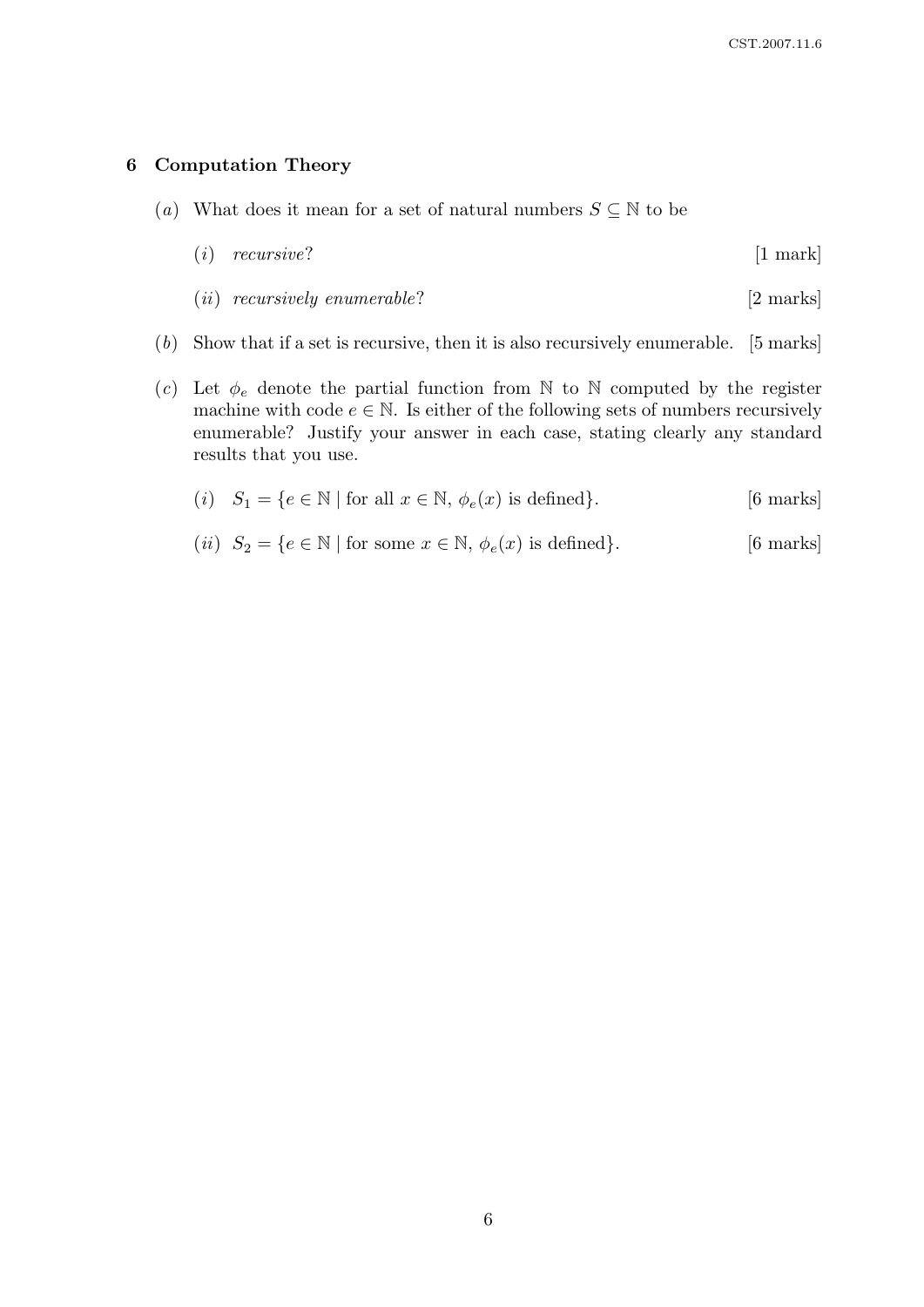## 6 Computation Theory

(*a*) What does it mean for a set of natural numbers $S \subseteq \mathbb{N}$ to be

(*i*) *recursive*? [1 mark]

(*ii*) *recursively enumerable*? [2 marks]

(*b*) Show that if a set is recursive, then it is also recursively enumerable. [5 marks]

(*c*) Let $\phi_e$ denote the partial function from $\mathbb{N}$ to $\mathbb{N}$ computed by the register machine with code $e \in \mathbb{N}$. Is either of the following sets of numbers recursively enumerable? Justify your answer in each case, stating clearly any standard results that you use.

(*i*) $S_1 = \{e \in \mathbb{N} \mid \text{for all } x \in \mathbb{N}, \phi_e(x) \text{ is defined}\}$. [6 marks]

(*ii*) $S_2 = \{e \in \mathbb{N} \mid \text{for some } x \in \mathbb{N}, \phi_e(x) \text{ is defined}\}$. [6 marks]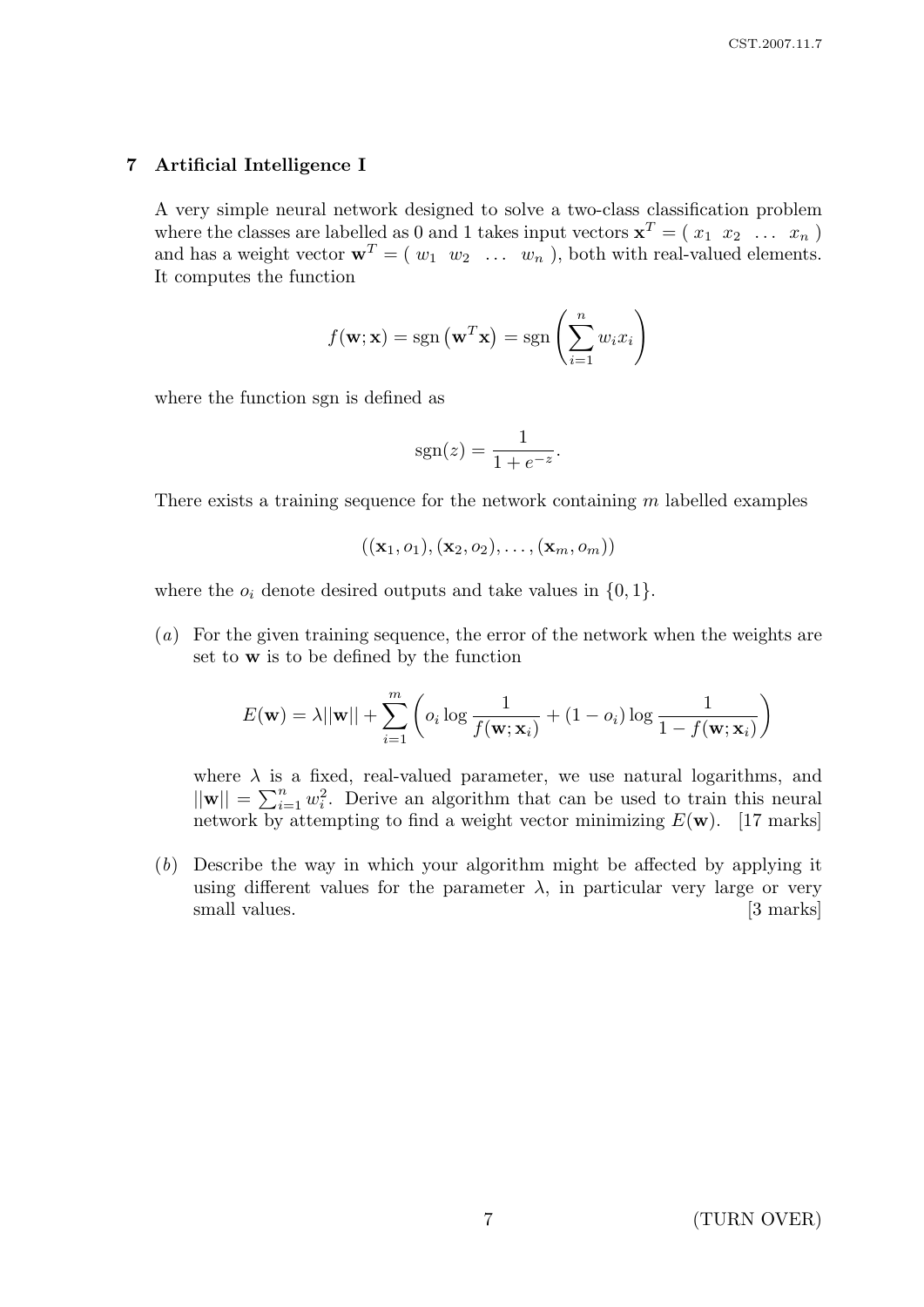## 7 Artificial Intelligence I

A very simple neural network designed to solve a two-class classification problem where the classes are labelled as 0 and 1 takes input vectors $\mathbf{x}^T = (\ x_1 \ \ x_2 \ \ \ldots \ \ x_n\ )$ and has a weight vector $\mathbf{w}^T = (\ w_1 \ \ w_2 \ \ \ldots \ \ w_n\ )$, both with real-valued elements. It computes the function

$$f(\mathbf{w}; \mathbf{x}) = \text{sgn}\left(\mathbf{w}^T \mathbf{x}\right) = \text{sgn}\left(\sum_{i=1}^{n} w_i x_i\right)$$

where the function sgn is defined as

$$\text{sgn}(z) = \frac{1}{1 + e^{-z}}.$$

There exists a training sequence for the network containing $m$ labelled examples

$$((\mathbf{x}_1, o_1), (\mathbf{x}_2, o_2), \ldots, (\mathbf{x}_m, o_m))$$

where the $o_i$ denote desired outputs and take values in $\{0, 1\}$.

(*a*) For the given training sequence, the error of the network when the weights are set to $\mathbf{w}$ is to be defined by the function

$$E(\mathbf{w}) = \lambda ||\mathbf{w}|| + \sum_{i=1}^{m} \left( o_i \log \frac{1}{f(\mathbf{w}; \mathbf{x}_i)} + (1 - o_i) \log \frac{1}{1 - f(\mathbf{w}; \mathbf{x}_i)} \right)$$

where $\lambda$ is a fixed, real-valued parameter, we use natural logarithms, and $||\mathbf{w}|| = \sum_{i=1}^{n} w_i^2$. Derive an algorithm that can be used to train this neural network by attempting to find a weight vector minimizing $E(\mathbf{w})$. [17 marks]

(*b*) Describe the way in which your algorithm might be affected by applying it using different values for the parameter $\lambda$, in particular very large or very small values. [3 marks]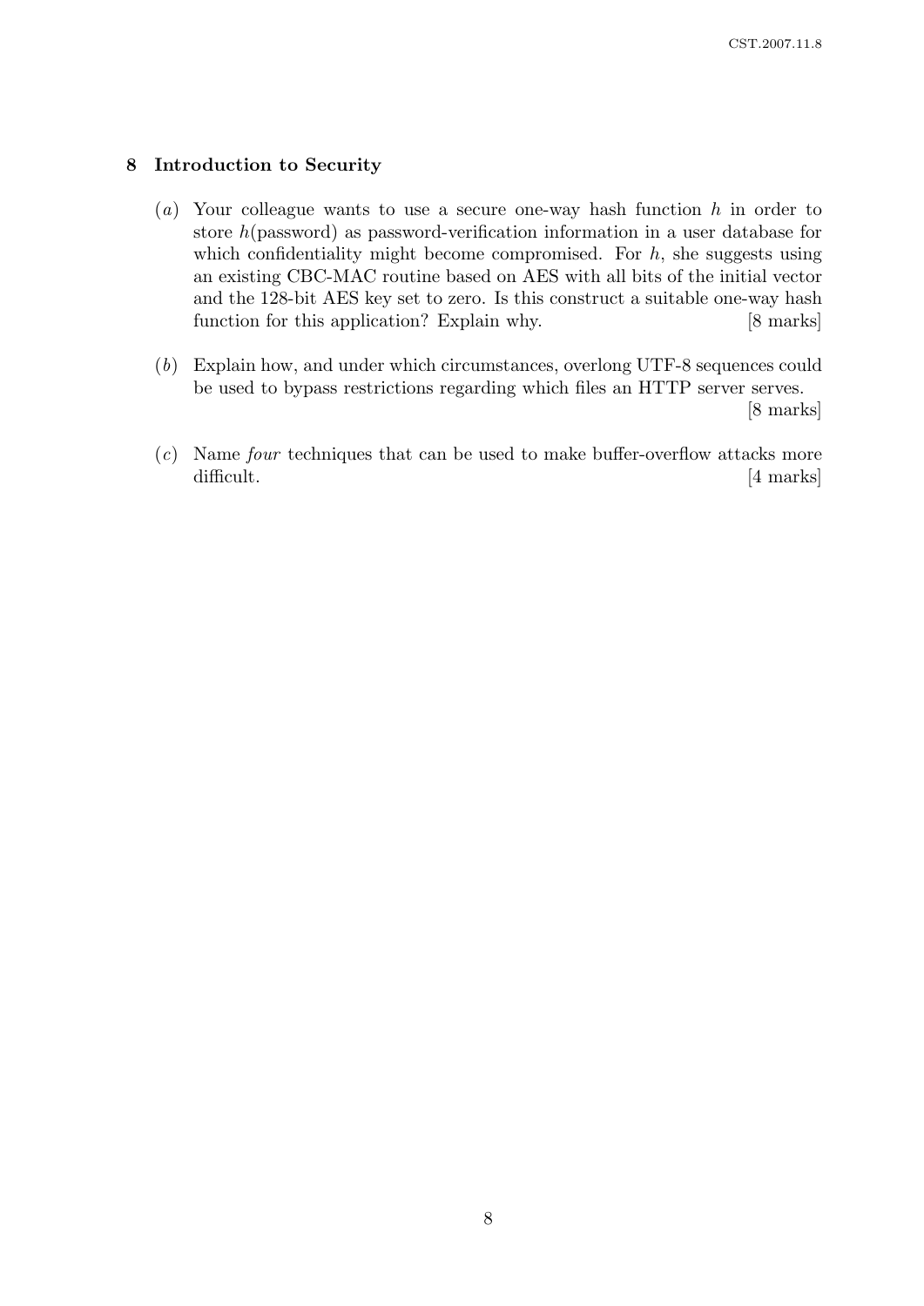## 8 Introduction to Security

(*a*) Your colleague wants to use a secure one-way hash function $h$ in order to store $h$(password) as password-verification information in a user database for which confidentiality might become compromised. For $h$, she suggests using an existing CBC-MAC routine based on AES with all bits of the initial vector and the 128-bit AES key set to zero. Is this construct a suitable one-way hash function for this application? Explain why. [8 marks]

(*b*) Explain how, and under which circumstances, overlong UTF-8 sequences could be used to bypass restrictions regarding which files an HTTP server serves. [8 marks]

(*c*) Name *four* techniques that can be used to make buffer-overflow attacks more difficult. [4 marks]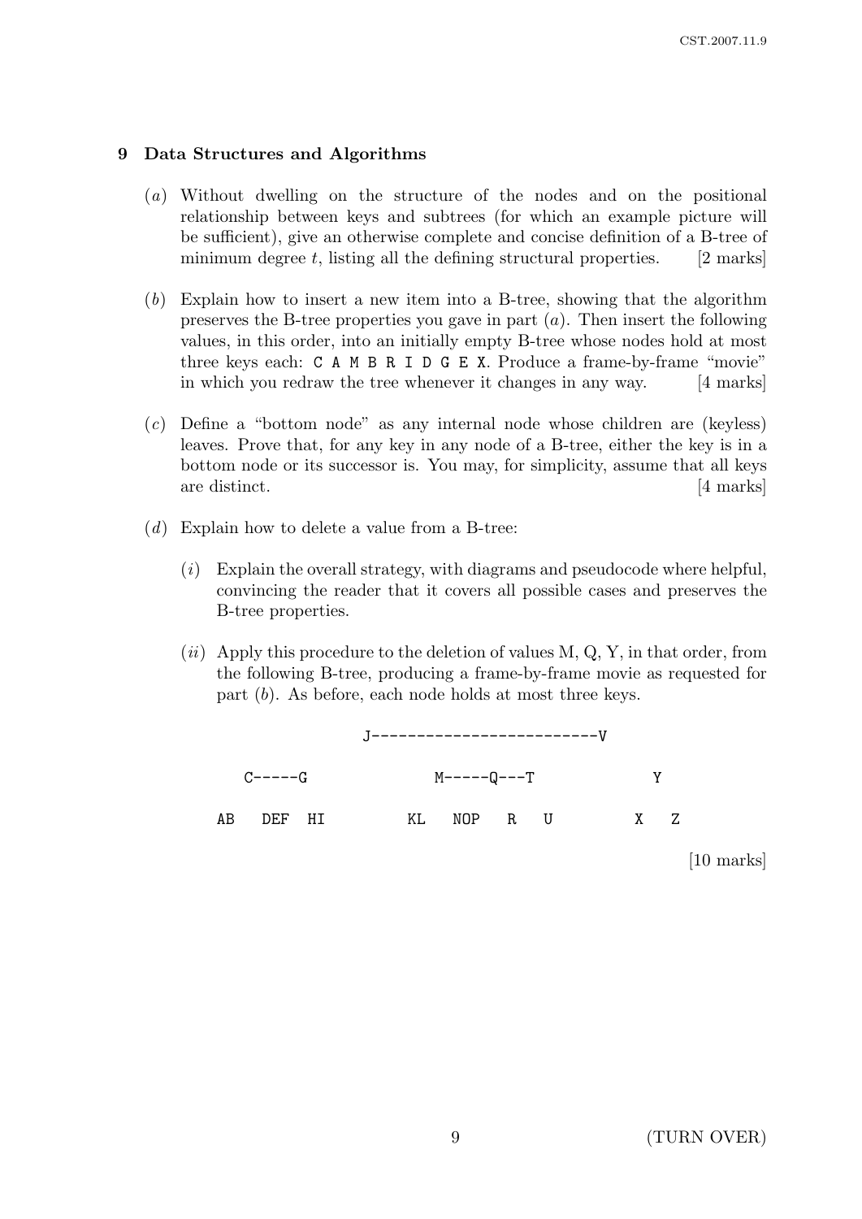## 9 Data Structures and Algorithms

(*a*) Without dwelling on the structure of the nodes and on the positional relationship between keys and subtrees (for which an example picture will be sufficient), give an otherwise complete and concise definition of a B-tree of minimum degree $t$, listing all the defining structural properties. [2 marks]

(*b*) Explain how to insert a new item into a B-tree, showing that the algorithm preserves the B-tree properties you gave in part (*a*). Then insert the following values, in this order, into an initially empty B-tree whose nodes hold at most three keys each: `C A M B R I D G E X`. Produce a frame-by-frame "movie" in which you redraw the tree whenever it changes in any way. [4 marks]

(*c*) Define a "bottom node" as any internal node whose children are (keyless) leaves. Prove that, for any key in any node of a B-tree, either the key is in a bottom node or its successor is. You may, for simplicity, assume that all keys are distinct. [4 marks]

(*d*) Explain how to delete a value from a B-tree:

(*i*) Explain the overall strategy, with diagrams and pseudocode where helpful, convincing the reader that it covers all possible cases and preserves the B-tree properties.

(*ii*) Apply this procedure to the deletion of values M, Q, Y, in that order, from the following B-tree, producing a frame-by-frame movie as requested for part (*b*). As before, each node holds at most three keys.

```
                    J-------------------------V

      C-----G              M-----Q---T              Y

   AB   DEF   HI        KL   NOP   R   U         X   Z
```

[10 marks]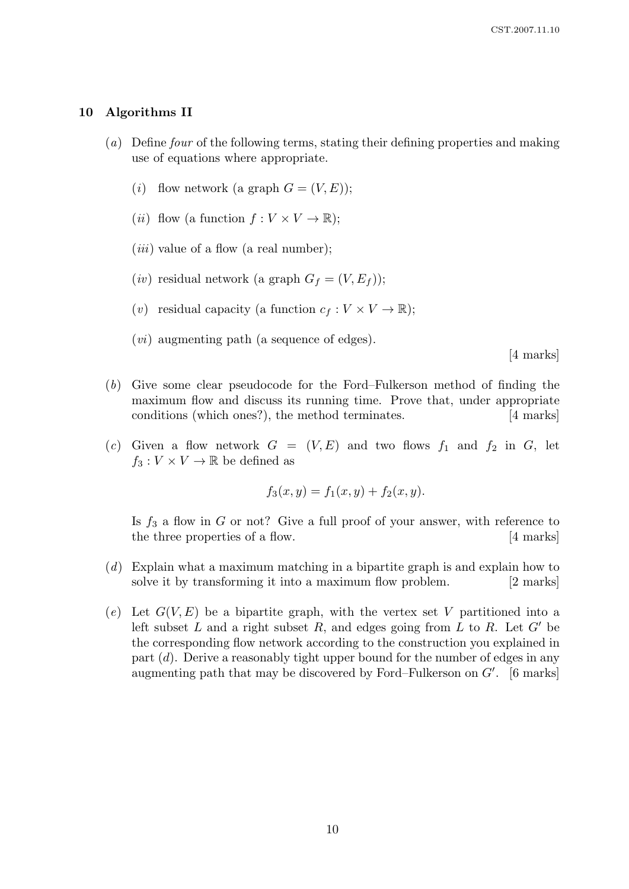## 10 Algorithms II

(*a*) Define *four* of the following terms, stating their defining properties and making use of equations where appropriate.

  (*i*) flow network (a graph $G = (V, E)$);

  (*ii*) flow (a function $f : V \times V \to \mathbb{R}$);

  (*iii*) value of a flow (a real number);

  (*iv*) residual network (a graph $G_f = (V, E_f)$);

  (*v*) residual capacity (a function $c_f : V \times V \to \mathbb{R}$);

  (*vi*) augmenting path (a sequence of edges).

[4 marks]

(*b*) Give some clear pseudocode for the Ford–Fulkerson method of finding the maximum flow and discuss its running time. Prove that, under appropriate conditions (which ones?), the method terminates. [4 marks]

(*c*) Given a flow network $G = (V, E)$ and two flows $f_1$ and $f_2$ in $G$, let $f_3 : V \times V \to \mathbb{R}$ be defined as

$$f_3(x, y) = f_1(x, y) + f_2(x, y).$$

Is $f_3$ a flow in $G$ or not? Give a full proof of your answer, with reference to the three properties of a flow. [4 marks]

(*d*) Explain what a maximum matching in a bipartite graph is and explain how to solve it by transforming it into a maximum flow problem. [2 marks]

(*e*) Let $G(V, E)$ be a bipartite graph, with the vertex set $V$ partitioned into a left subset $L$ and a right subset $R$, and edges going from $L$ to $R$. Let $G'$ be the corresponding flow network according to the construction you explained in part (*d*). Derive a reasonably tight upper bound for the number of edges in any augmenting path that may be discovered by Ford–Fulkerson on $G'$. [6 marks]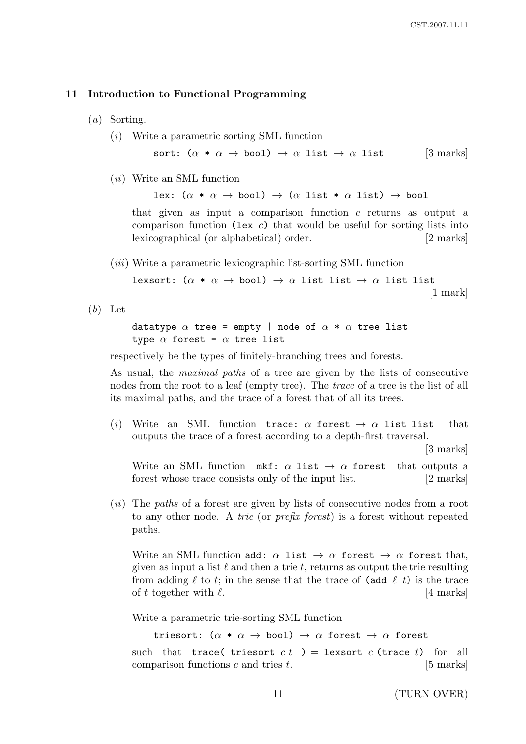## 11 Introduction to Functional Programming

(*a*) Sorting.

(*i*) Write a parametric sorting SML function

```
sort: (α * α → bool) → α list → α list
```

[3 marks]

(*ii*) Write an SML function

```
lex: (α * α → bool) → (α list * α list) → bool
```

that given as input a comparison function $c$ returns as output a comparison function (`lex` $c$) that would be useful for sorting lists into lexicographical (or alphabetical) order. [2 marks]

(*iii*) Write a parametric lexicographic list-sorting SML function

```
lexsort: (α * α → bool) → α list list → α list list
```

[1 mark]

(*b*) Let

```
datatype α tree = empty | node of α * α tree list
type α forest = α tree list
```

respectively be the types of finitely-branching trees and forests.

As usual, the *maximal paths* of a tree are given by the lists of consecutive nodes from the root to a leaf (empty tree). The *trace* of a tree is the list of all its maximal paths, and the trace of a forest that of all its trees.

(*i*) Write an SML function `trace: α forest → α list list` that outputs the trace of a forest according to a depth-first traversal. [3 marks]

Write an SML function `mkf: α list → α forest` that outputs a forest whose trace consists only of the input list. [2 marks]

(*ii*) The *paths* of a forest are given by lists of consecutive nodes from a root to any other node. A *trie* (or *prefix forest*) is a forest without repeated paths.

Write an SML function `add: α list → α forest → α forest` that, given as input a list $\ell$ and then a trie $t$, returns as output the trie resulting from adding $\ell$ to $t$; in the sense that the trace of (`add` $\ell$ $t$) is the trace of $t$ together with $\ell$. [4 marks]

Write a parametric trie-sorting SML function

```
triesort: (α * α → bool) → α forest → α forest
```

such that `trace( triesort` $c\,t$ `)` = `lexsort` $c$ (`trace` $t$) for all comparison functions $c$ and tries $t$. [5 marks]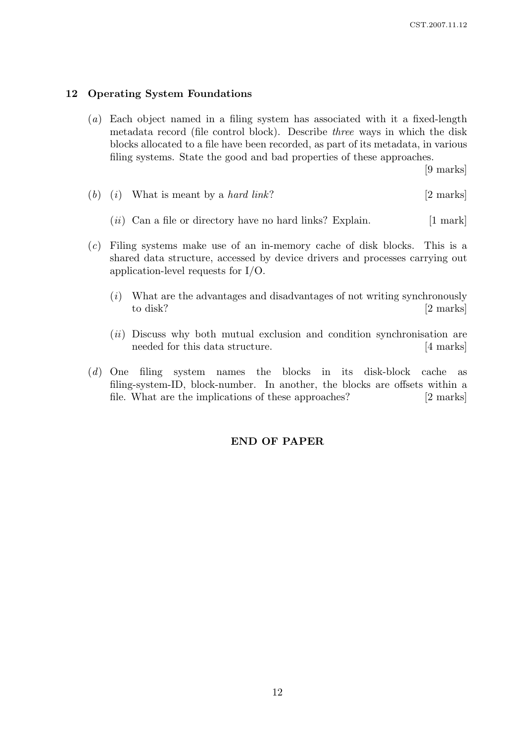## 12 Operating System Foundations

(*a*) Each object named in a filing system has associated with it a fixed-length metadata record (file control block). Describe *three* ways in which the disk blocks allocated to a file have been recorded, as part of its metadata, in various filing systems. State the good and bad properties of these approaches. [9 marks]

(*b*) (*i*) What is meant by a *hard link*? [2 marks]

(*ii*) Can a file or directory have no hard links? Explain. [1 mark]

(*c*) Filing systems make use of an in-memory cache of disk blocks. This is a shared data structure, accessed by device drivers and processes carrying out application-level requests for I/O.

(*i*) What are the advantages and disadvantages of not writing synchronously to disk? [2 marks]

(*ii*) Discuss why both mutual exclusion and condition synchronisation are needed for this data structure. [4 marks]

(*d*) One filing system names the blocks in its disk-block cache as filing-system-ID, block-number. In another, the blocks are offsets within a file. What are the implications of these approaches? [2 marks]

**END OF PAPER**